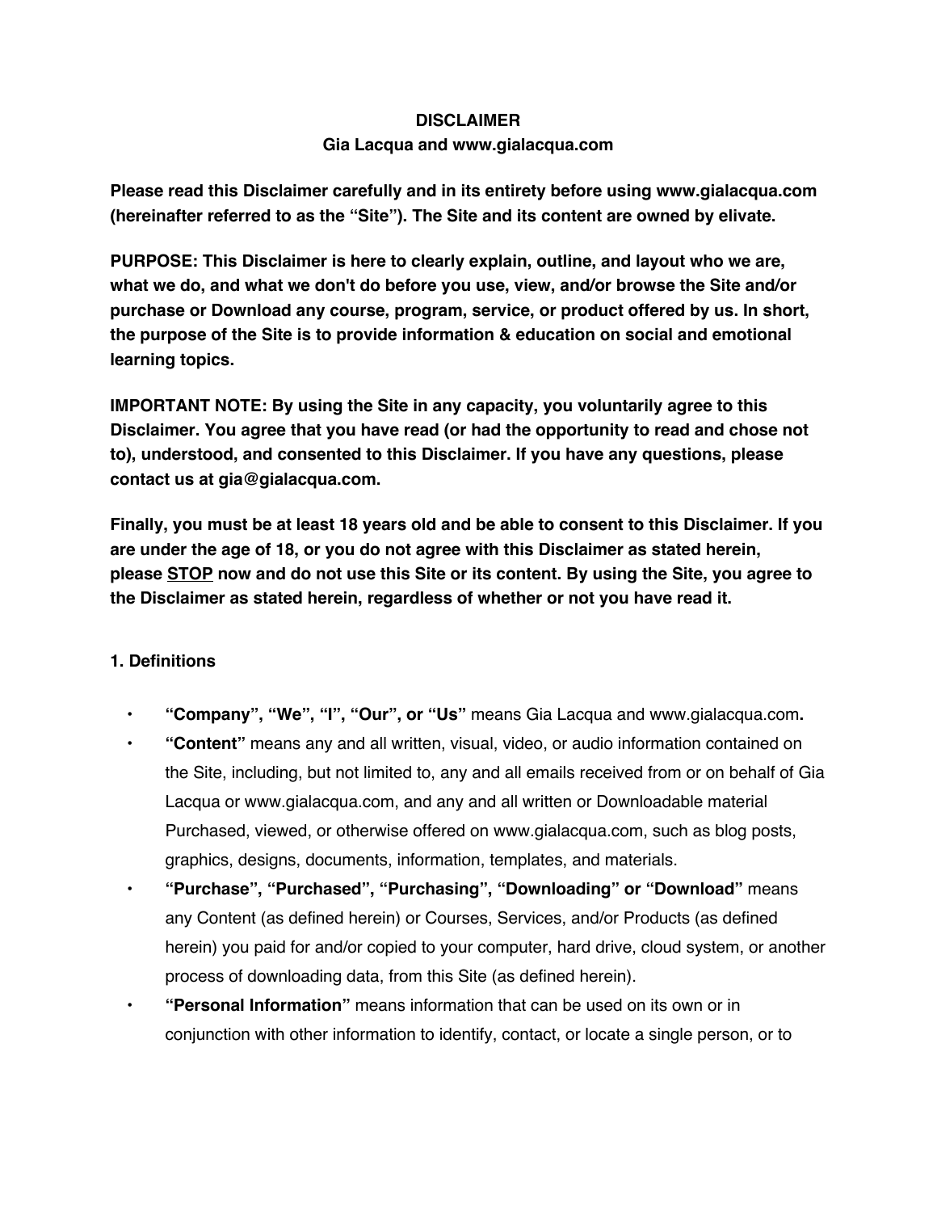**DISCLAIMER**
**Gia Lacqua and www.gialacqua.com**

**Please read this Disclaimer carefully and in its entirety before using www.gialacqua.com (hereinafter referred to as the "Site"). The Site and its content are owned by elivate.**

**PURPOSE: This Disclaimer is here to clearly explain, outline, and layout who we are, what we do, and what we don't do before you use, view, and/or browse the Site and/or purchase or Download any course, program, service, or product offered by us. In short, the purpose of the Site is to provide information & education on social and emotional learning topics.**

**IMPORTANT NOTE: By using the Site in any capacity, you voluntarily agree to this Disclaimer. You agree that you have read (or had the opportunity to read and chose not to), understood, and consented to this Disclaimer. If you have any questions, please contact us at gia@gialacqua.com.**

**Finally, you must be at least 18 years old and be able to consent to this Disclaimer. If you are under the age of 18, or you do not agree with this Disclaimer as stated herein, please STOP now and do not use this Site or its content. By using the Site, you agree to the Disclaimer as stated herein, regardless of whether or not you have read it.**

**1. Definitions**

- **"Company", "We", "I", "Our", or "Us"** means Gia Lacqua and www.gialacqua.com**.**
- **"Content"** means any and all written, visual, video, or audio information contained on the Site, including, but not limited to, any and all emails received from or on behalf of Gia Lacqua or www.gialacqua.com, and any and all written or Downloadable material Purchased, viewed, or otherwise offered on www.gialacqua.com, such as blog posts, graphics, designs, documents, information, templates, and materials.
- **"Purchase", "Purchased", "Purchasing", "Downloading" or "Download"** means any Content (as defined herein) or Courses, Services, and/or Products (as defined herein) you paid for and/or copied to your computer, hard drive, cloud system, or another process of downloading data, from this Site (as defined herein).
- **"Personal Information"** means information that can be used on its own or in conjunction with other information to identify, contact, or locate a single person, or to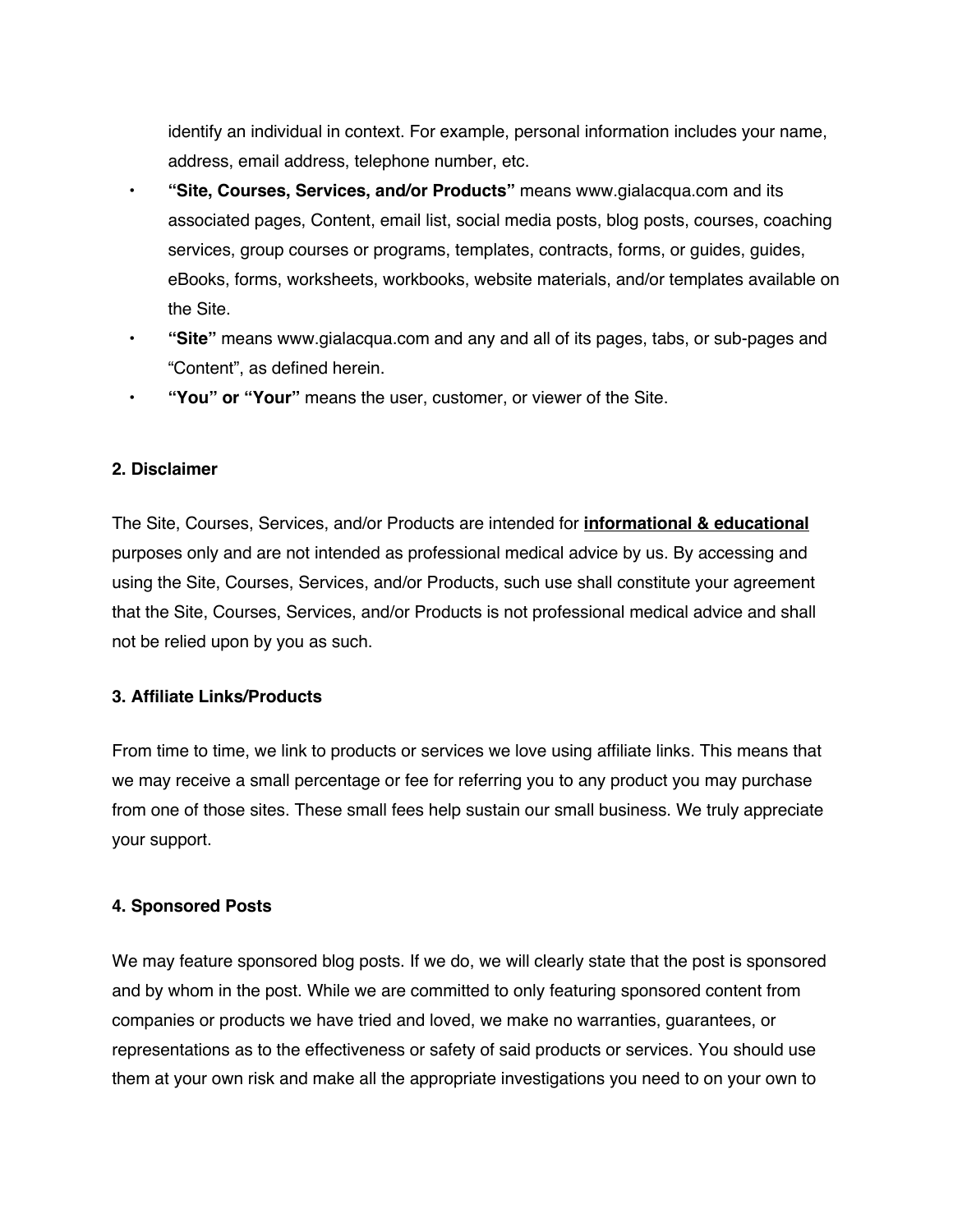identify an individual in context. For example, personal information includes your name, address, email address, telephone number, etc.

- **"Site, Courses, Services, and/or Products"** means www.gialacqua.com and its associated pages, Content, email list, social media posts, blog posts, courses, coaching services, group courses or programs, templates, contracts, forms, or guides, guides, eBooks, forms, worksheets, workbooks, website materials, and/or templates available on the Site.
- **"Site"** means www.gialacqua.com and any and all of its pages, tabs, or sub-pages and "Content", as defined herein.
- **"You" or "Your"** means the user, customer, or viewer of the Site.

**2. Disclaimer**

The Site, Courses, Services, and/or Products are intended for **informational & educational** purposes only and are not intended as professional medical advice by us. By accessing and using the Site, Courses, Services, and/or Products, such use shall constitute your agreement that the Site, Courses, Services, and/or Products is not professional medical advice and shall not be relied upon by you as such.

**3. Affiliate Links/Products**

From time to time, we link to products or services we love using affiliate links. This means that we may receive a small percentage or fee for referring you to any product you may purchase from one of those sites. These small fees help sustain our small business. We truly appreciate your support.

**4. Sponsored Posts**

We may feature sponsored blog posts. If we do, we will clearly state that the post is sponsored and by whom in the post. While we are committed to only featuring sponsored content from companies or products we have tried and loved, we make no warranties, guarantees, or representations as to the effectiveness or safety of said products or services. You should use them at your own risk and make all the appropriate investigations you need to on your own to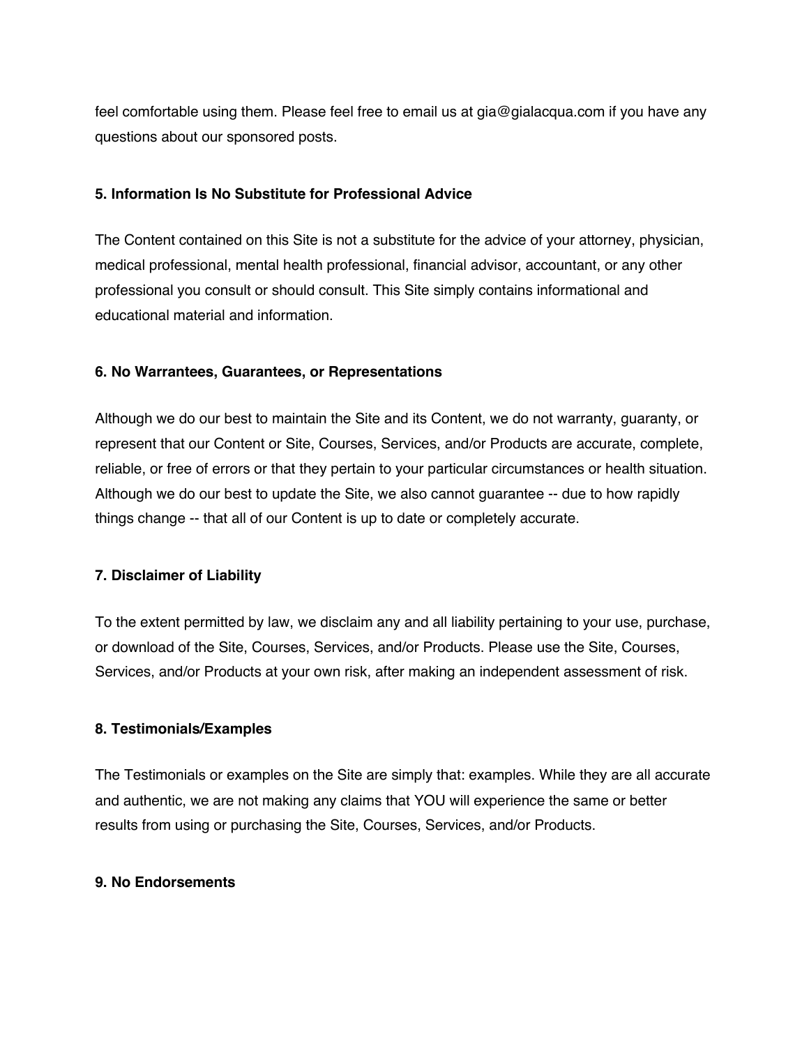feel comfortable using them. Please feel free to email us at gia@gialacqua.com if you have any questions about our sponsored posts.

**5. Information Is No Substitute for Professional Advice**

The Content contained on this Site is not a substitute for the advice of your attorney, physician, medical professional, mental health professional, financial advisor, accountant, or any other professional you consult or should consult. This Site simply contains informational and educational material and information.

**6. No Warrantees, Guarantees, or Representations**

Although we do our best to maintain the Site and its Content, we do not warranty, guaranty, or represent that our Content or Site, Courses, Services, and/or Products are accurate, complete, reliable, or free of errors or that they pertain to your particular circumstances or health situation. Although we do our best to update the Site, we also cannot guarantee -- due to how rapidly things change -- that all of our Content is up to date or completely accurate.

**7. Disclaimer of Liability**

To the extent permitted by law, we disclaim any and all liability pertaining to your use, purchase, or download of the Site, Courses, Services, and/or Products. Please use the Site, Courses, Services, and/or Products at your own risk, after making an independent assessment of risk.

**8. Testimonials/Examples**

The Testimonials or examples on the Site are simply that: examples. While they are all accurate and authentic, we are not making any claims that YOU will experience the same or better results from using or purchasing the Site, Courses, Services, and/or Products.

**9. No Endorsements**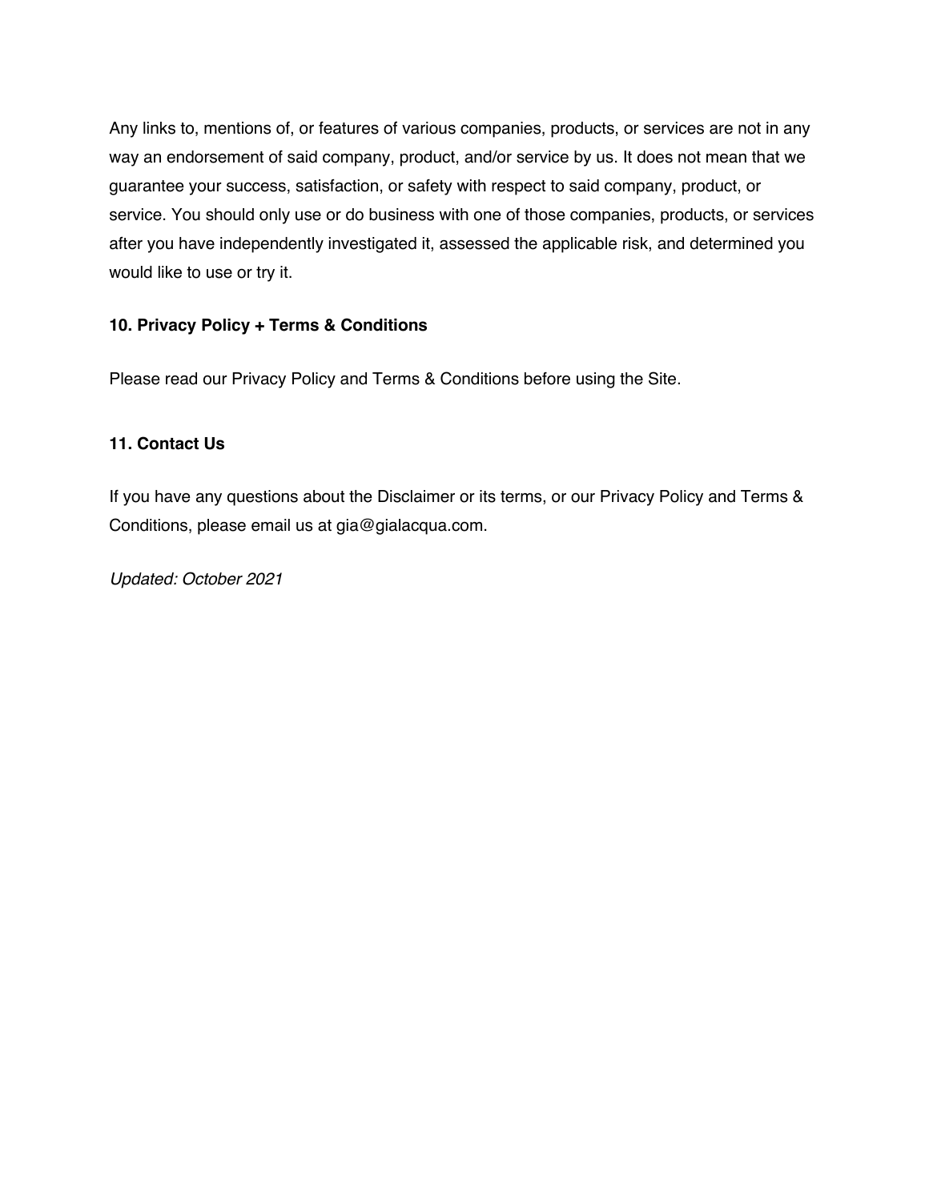Any links to, mentions of, or features of various companies, products, or services are not in any way an endorsement of said company, product, and/or service by us. It does not mean that we guarantee your success, satisfaction, or safety with respect to said company, product, or service. You should only use or do business with one of those companies, products, or services after you have independently investigated it, assessed the applicable risk, and determined you would like to use or try it.

**10. Privacy Policy + Terms & Conditions**

Please read our Privacy Policy and Terms & Conditions before using the Site.

**11. Contact Us**

If you have any questions about the Disclaimer or its terms, or our Privacy Policy and Terms & Conditions, please email us at gia@gialacqua.com.

*Updated: October 2021*